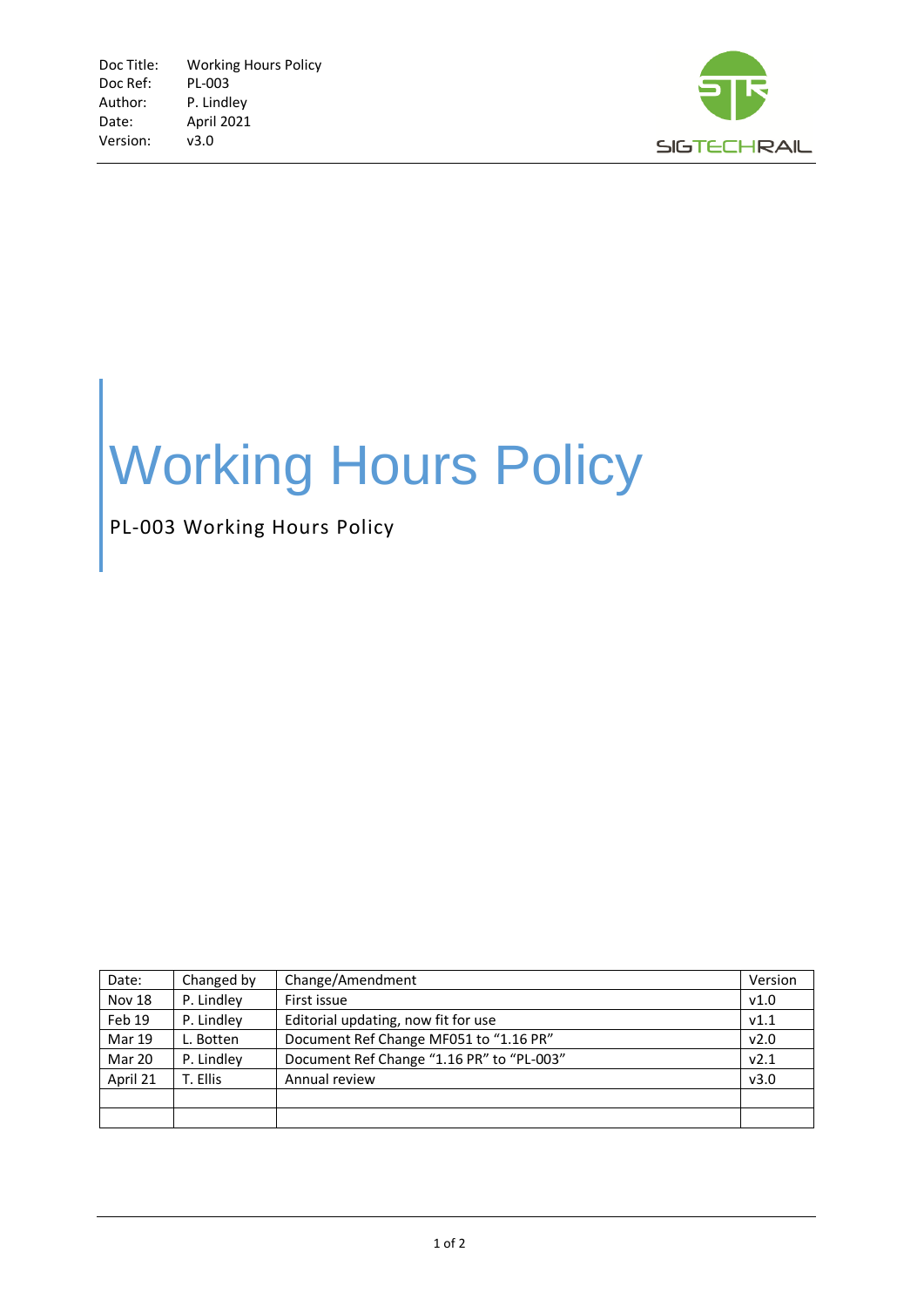Doc Title: Working Hours Policy
Doc Ref: PL-003
Author: P. Lindley
Date: April 2021
Version: v3.0

SIGTECHRAIL

# Working Hours Policy

PL-003 Working Hours Policy

| Date: | Changed by | Change/Amendment | Version |
|---|---|---|---|
| Nov 18 | P. Lindley | First issue | v1.0 |
| Feb 19 | P. Lindley | Editorial updating, now fit for use | v1.1 |
| Mar 19 | L. Botten | Document Ref Change MF051 to "1.16 PR" | v2.0 |
| Mar 20 | P. Lindley | Document Ref Change "1.16 PR" to "PL-003" | v2.1 |
| April 21 | T. Ellis | Annual review | v3.0 |
| | | | |
| | | | |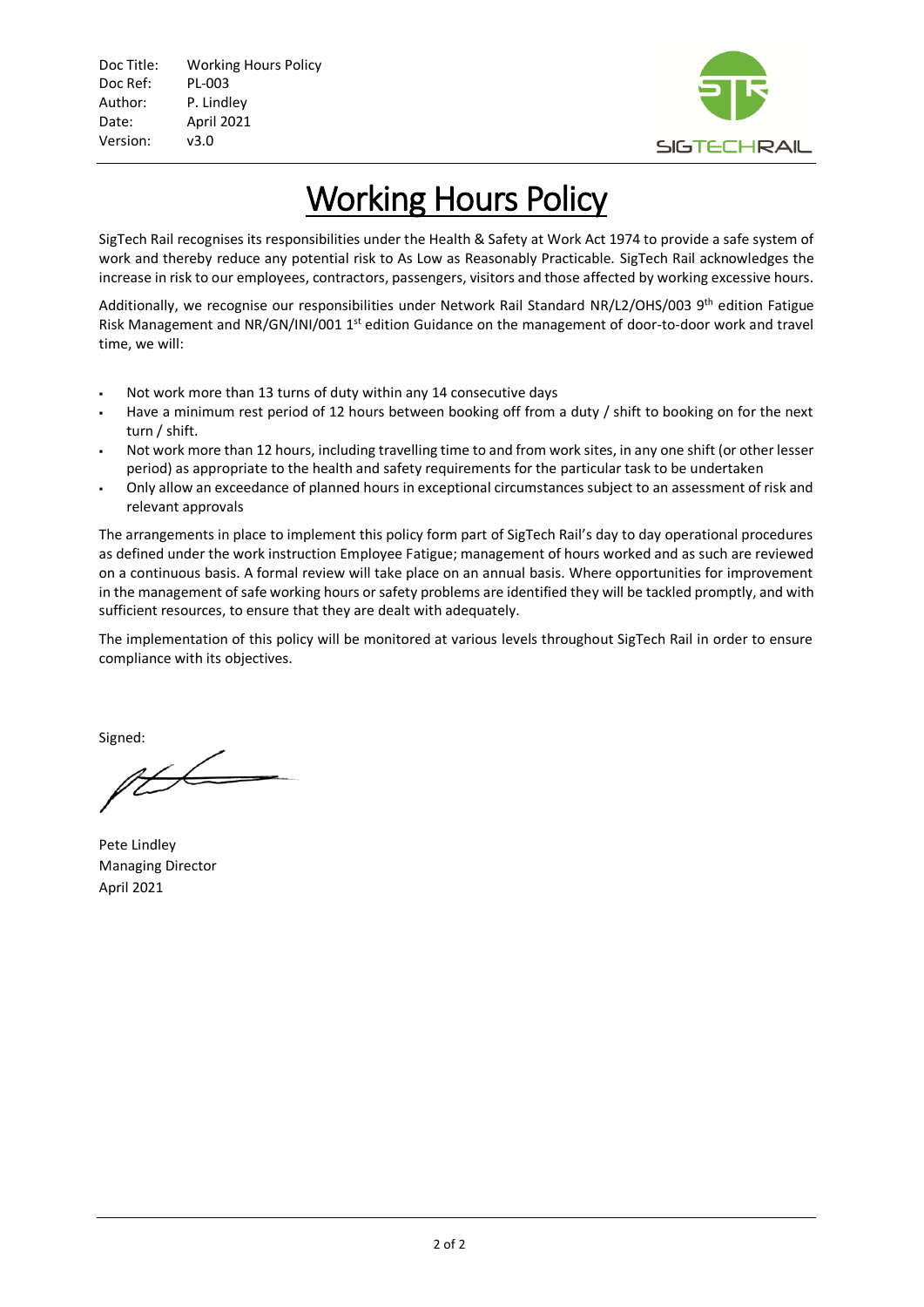| | |
|---|---|
| Doc Title: | Working Hours Policy |
| Doc Ref: | PL-003 |
| Author: | P. Lindley |
| Date: | April 2021 |
| Version: | v3.0 |

# Working Hours Policy

SigTech Rail recognises its responsibilities under the Health & Safety at Work Act 1974 to provide a safe system of work and thereby reduce any potential risk to As Low as Reasonably Practicable. SigTech Rail acknowledges the increase in risk to our employees, contractors, passengers, visitors and those affected by working excessive hours.

Additionally, we recognise our responsibilities under Network Rail Standard NR/L2/OHS/003 9th edition Fatigue Risk Management and NR/GN/INI/001 1st edition Guidance on the management of door-to-door work and travel time, we will:

- Not work more than 13 turns of duty within any 14 consecutive days
- Have a minimum rest period of 12 hours between booking off from a duty / shift to booking on for the next turn / shift.
- Not work more than 12 hours, including travelling time to and from work sites, in any one shift (or other lesser period) as appropriate to the health and safety requirements for the particular task to be undertaken
- Only allow an exceedance of planned hours in exceptional circumstances subject to an assessment of risk and relevant approvals

The arrangements in place to implement this policy form part of SigTech Rail's day to day operational procedures as defined under the work instruction Employee Fatigue; management of hours worked and as such are reviewed on a continuous basis. A formal review will take place on an annual basis. Where opportunities for improvement in the management of safe working hours or safety problems are identified they will be tackled promptly, and with sufficient resources, to ensure that they are dealt with adequately.

The implementation of this policy will be monitored at various levels throughout SigTech Rail in order to ensure compliance with its objectives.

Signed:

Pete Lindley
Managing Director
April 2021